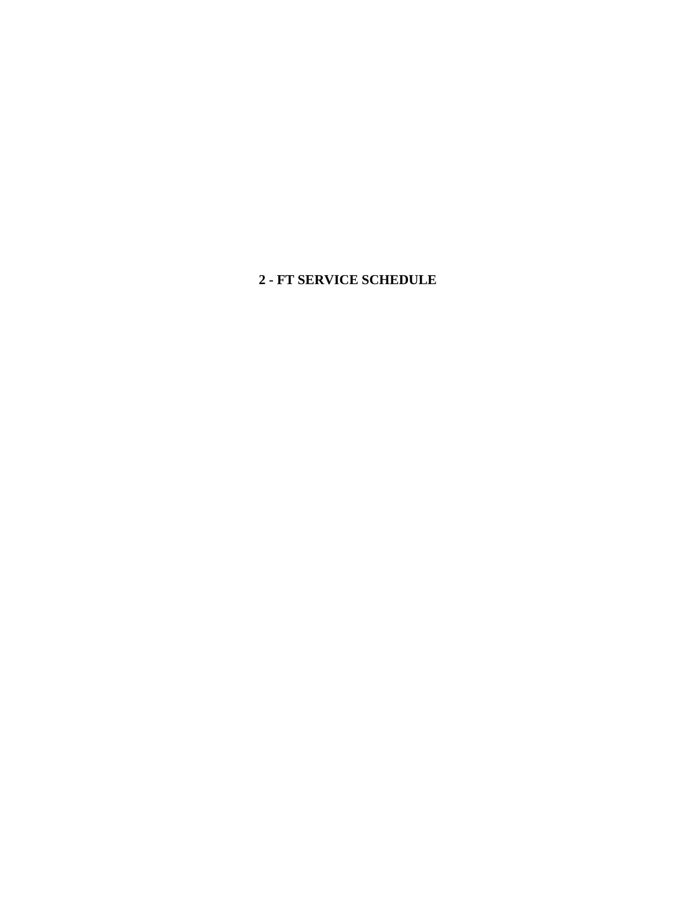# 2 - FT SERVICE SCHEDULE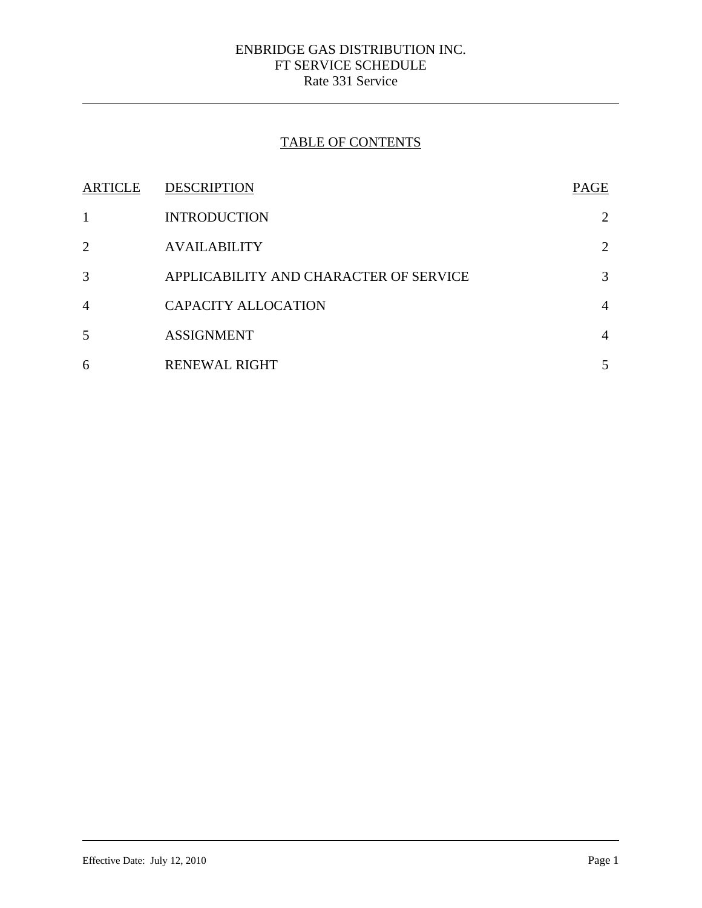ENBRIDGE GAS DISTRIBUTION INC.
FT SERVICE SCHEDULE
Rate 331 Service

## TABLE OF CONTENTS

| ARTICLE | DESCRIPTION | PAGE |
|---|---|---|
| 1 | INTRODUCTION | 2 |
| 2 | AVAILABILITY | 2 |
| 3 | APPLICABILITY AND CHARACTER OF SERVICE | 3 |
| 4 | CAPACITY ALLOCATION | 4 |
| 5 | ASSIGNMENT | 4 |
| 6 | RENEWAL RIGHT | 5 |

Effective Date: July 12, 2010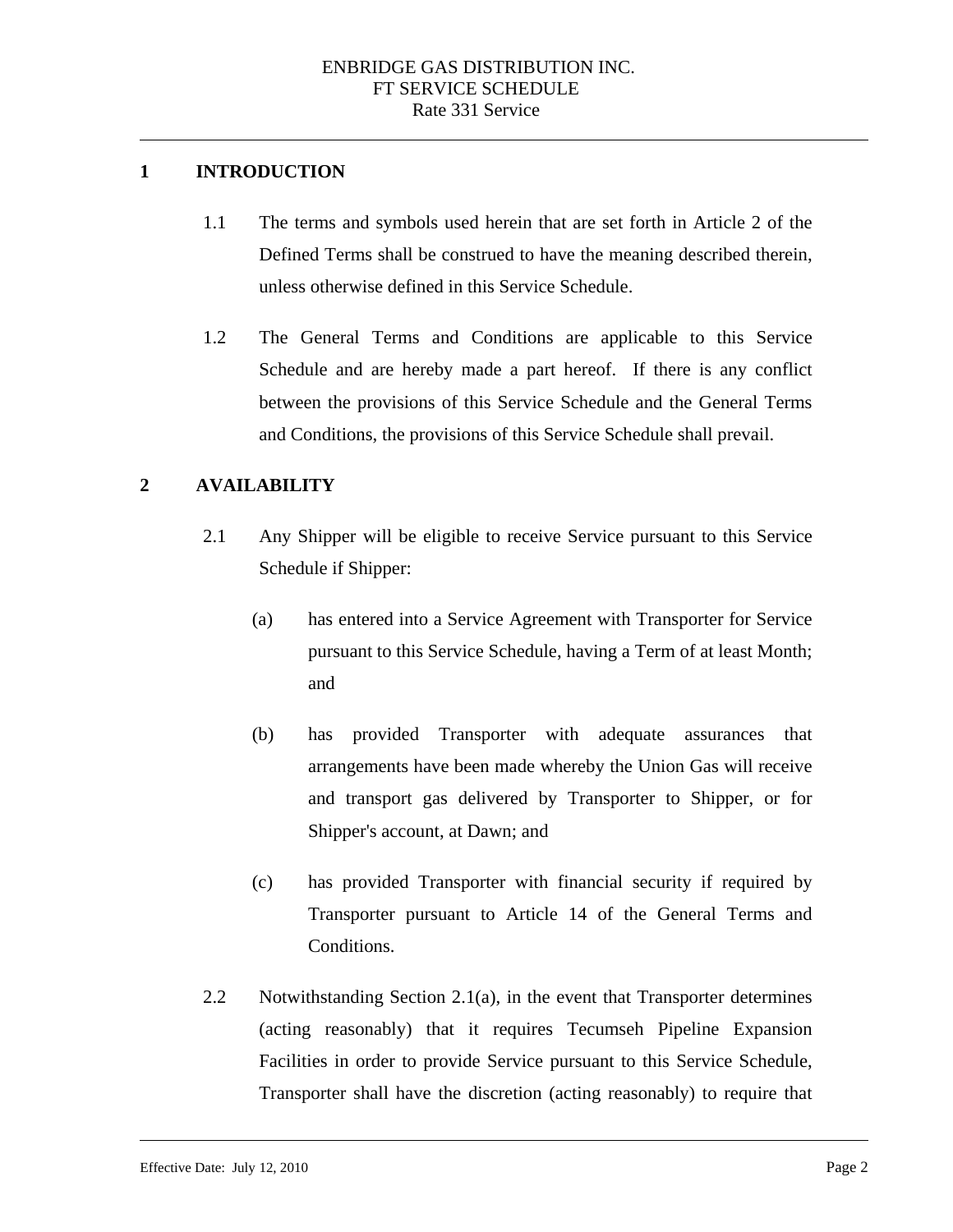## 1 INTRODUCTION

1.1 The terms and symbols used herein that are set forth in Article 2 of the Defined Terms shall be construed to have the meaning described therein, unless otherwise defined in this Service Schedule.

1.2 The General Terms and Conditions are applicable to this Service Schedule and are hereby made a part hereof. If there is any conflict between the provisions of this Service Schedule and the General Terms and Conditions, the provisions of this Service Schedule shall prevail.

## 2 AVAILABILITY

2.1 Any Shipper will be eligible to receive Service pursuant to this Service Schedule if Shipper:

(a) has entered into a Service Agreement with Transporter for Service pursuant to this Service Schedule, having a Term of at least Month; and

(b) has provided Transporter with adequate assurances that arrangements have been made whereby the Union Gas will receive and transport gas delivered by Transporter to Shipper, or for Shipper's account, at Dawn; and

(c) has provided Transporter with financial security if required by Transporter pursuant to Article 14 of the General Terms and Conditions.

2.2 Notwithstanding Section 2.1(a), in the event that Transporter determines (acting reasonably) that it requires Tecumseh Pipeline Expansion Facilities in order to provide Service pursuant to this Service Schedule, Transporter shall have the discretion (acting reasonably) to require that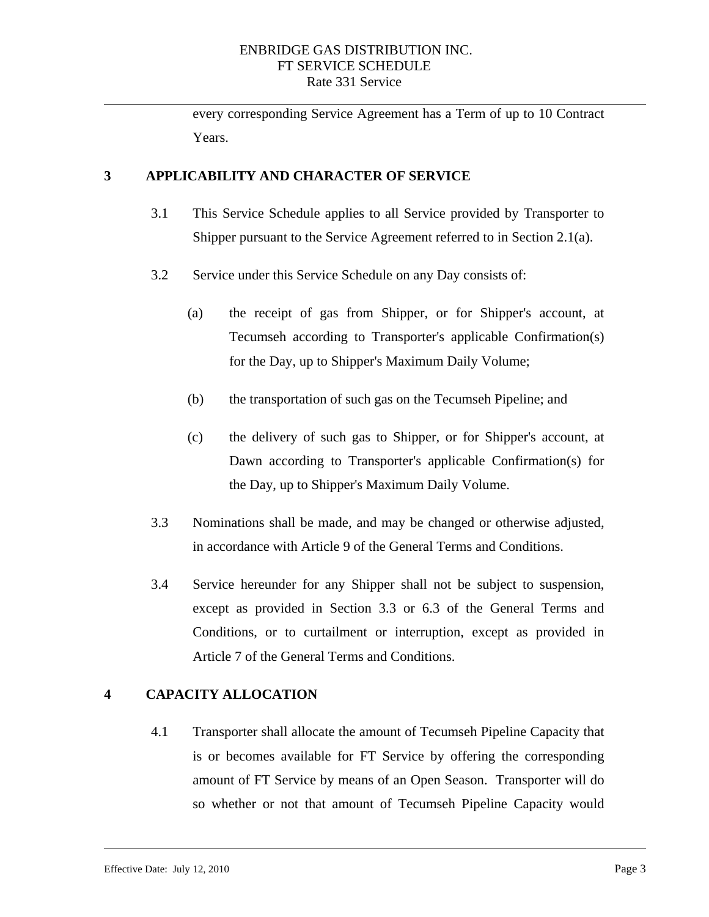every corresponding Service Agreement has a Term of up to 10 Contract Years.

## 3 APPLICABILITY AND CHARACTER OF SERVICE

3.1 This Service Schedule applies to all Service provided by Transporter to Shipper pursuant to the Service Agreement referred to in Section 2.1(a).

3.2 Service under this Service Schedule on any Day consists of:

(a) the receipt of gas from Shipper, or for Shipper's account, at Tecumseh according to Transporter's applicable Confirmation(s) for the Day, up to Shipper's Maximum Daily Volume;

(b) the transportation of such gas on the Tecumseh Pipeline; and

(c) the delivery of such gas to Shipper, or for Shipper's account, at Dawn according to Transporter's applicable Confirmation(s) for the Day, up to Shipper's Maximum Daily Volume.

3.3 Nominations shall be made, and may be changed or otherwise adjusted, in accordance with Article 9 of the General Terms and Conditions.

3.4 Service hereunder for any Shipper shall not be subject to suspension, except as provided in Section 3.3 or 6.3 of the General Terms and Conditions, or to curtailment or interruption, except as provided in Article 7 of the General Terms and Conditions.

## 4 CAPACITY ALLOCATION

4.1 Transporter shall allocate the amount of Tecumseh Pipeline Capacity that is or becomes available for FT Service by offering the corresponding amount of FT Service by means of an Open Season. Transporter will do so whether or not that amount of Tecumseh Pipeline Capacity would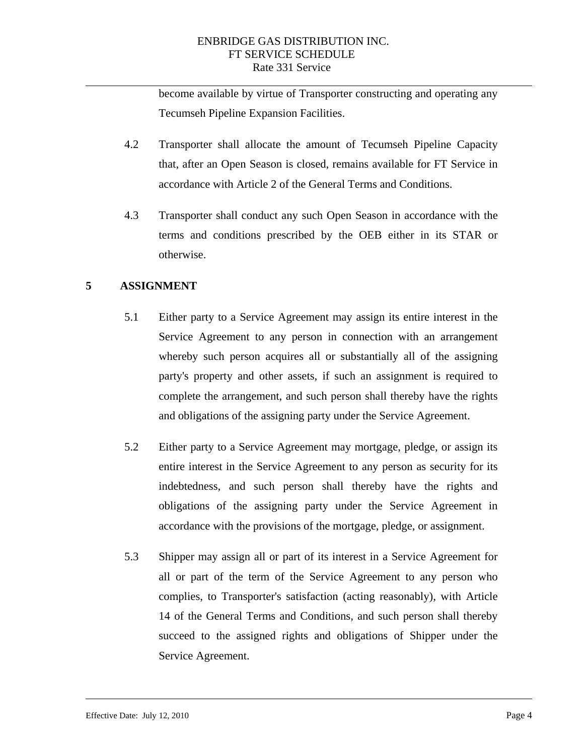become available by virtue of Transporter constructing and operating any Tecumseh Pipeline Expansion Facilities.

4.2 Transporter shall allocate the amount of Tecumseh Pipeline Capacity that, after an Open Season is closed, remains available for FT Service in accordance with Article 2 of the General Terms and Conditions.

4.3 Transporter shall conduct any such Open Season in accordance with the terms and conditions prescribed by the OEB either in its STAR or otherwise.

## 5 ASSIGNMENT

5.1 Either party to a Service Agreement may assign its entire interest in the Service Agreement to any person in connection with an arrangement whereby such person acquires all or substantially all of the assigning party's property and other assets, if such an assignment is required to complete the arrangement, and such person shall thereby have the rights and obligations of the assigning party under the Service Agreement.

5.2 Either party to a Service Agreement may mortgage, pledge, or assign its entire interest in the Service Agreement to any person as security for its indebtedness, and such person shall thereby have the rights and obligations of the assigning party under the Service Agreement in accordance with the provisions of the mortgage, pledge, or assignment.

5.3 Shipper may assign all or part of its interest in a Service Agreement for all or part of the term of the Service Agreement to any person who complies, to Transporter's satisfaction (acting reasonably), with Article 14 of the General Terms and Conditions, and such person shall thereby succeed to the assigned rights and obligations of Shipper under the Service Agreement.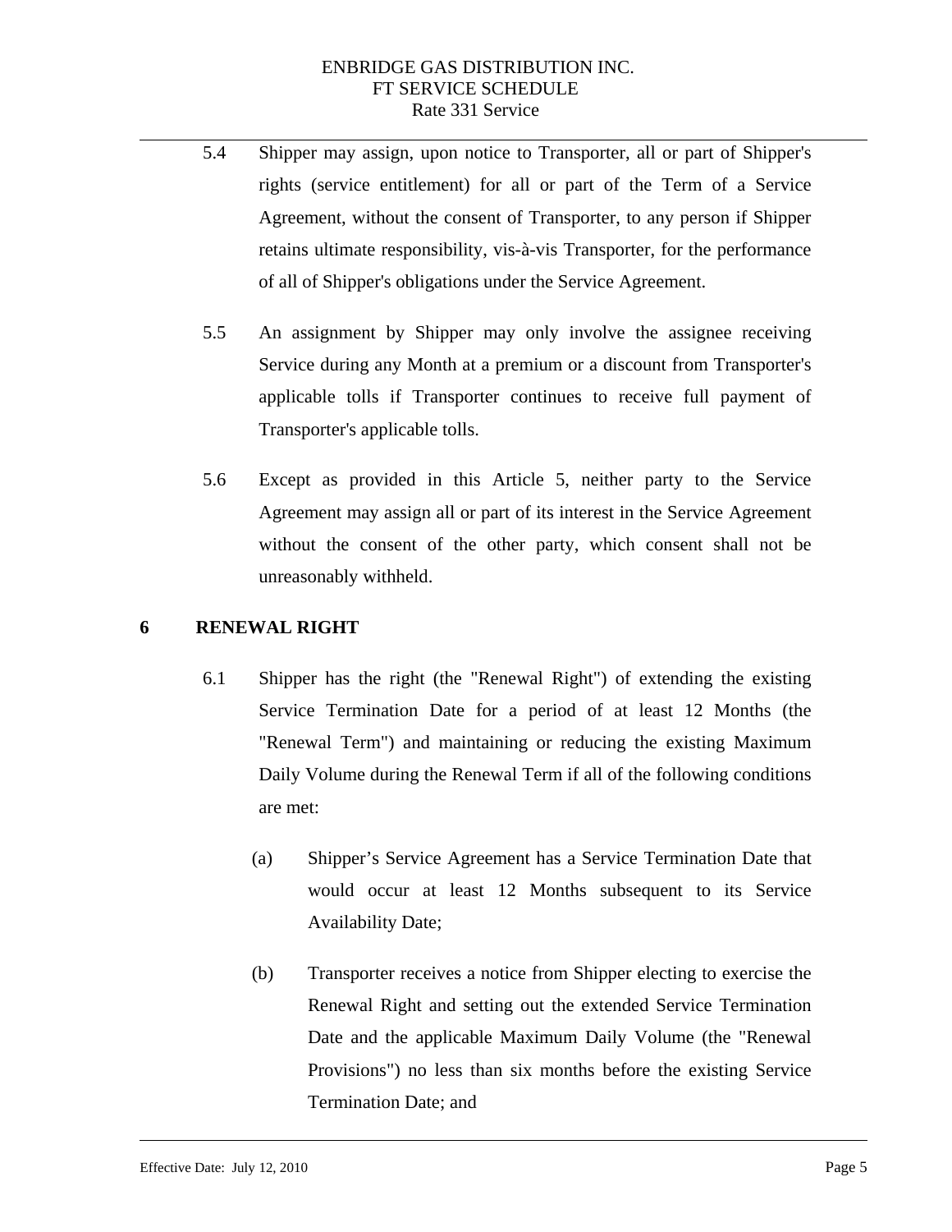5.4 Shipper may assign, upon notice to Transporter, all or part of Shipper's rights (service entitlement) for all or part of the Term of a Service Agreement, without the consent of Transporter, to any person if Shipper retains ultimate responsibility, vis-à-vis Transporter, for the performance of all of Shipper's obligations under the Service Agreement.

5.5 An assignment by Shipper may only involve the assignee receiving Service during any Month at a premium or a discount from Transporter's applicable tolls if Transporter continues to receive full payment of Transporter's applicable tolls.

5.6 Except as provided in this Article 5, neither party to the Service Agreement may assign all or part of its interest in the Service Agreement without the consent of the other party, which consent shall not be unreasonably withheld.

## 6 RENEWAL RIGHT

6.1 Shipper has the right (the "Renewal Right") of extending the existing Service Termination Date for a period of at least 12 Months (the "Renewal Term") and maintaining or reducing the existing Maximum Daily Volume during the Renewal Term if all of the following conditions are met:

(a) Shipper's Service Agreement has a Service Termination Date that would occur at least 12 Months subsequent to its Service Availability Date;

(b) Transporter receives a notice from Shipper electing to exercise the Renewal Right and setting out the extended Service Termination Date and the applicable Maximum Daily Volume (the "Renewal Provisions") no less than six months before the existing Service Termination Date; and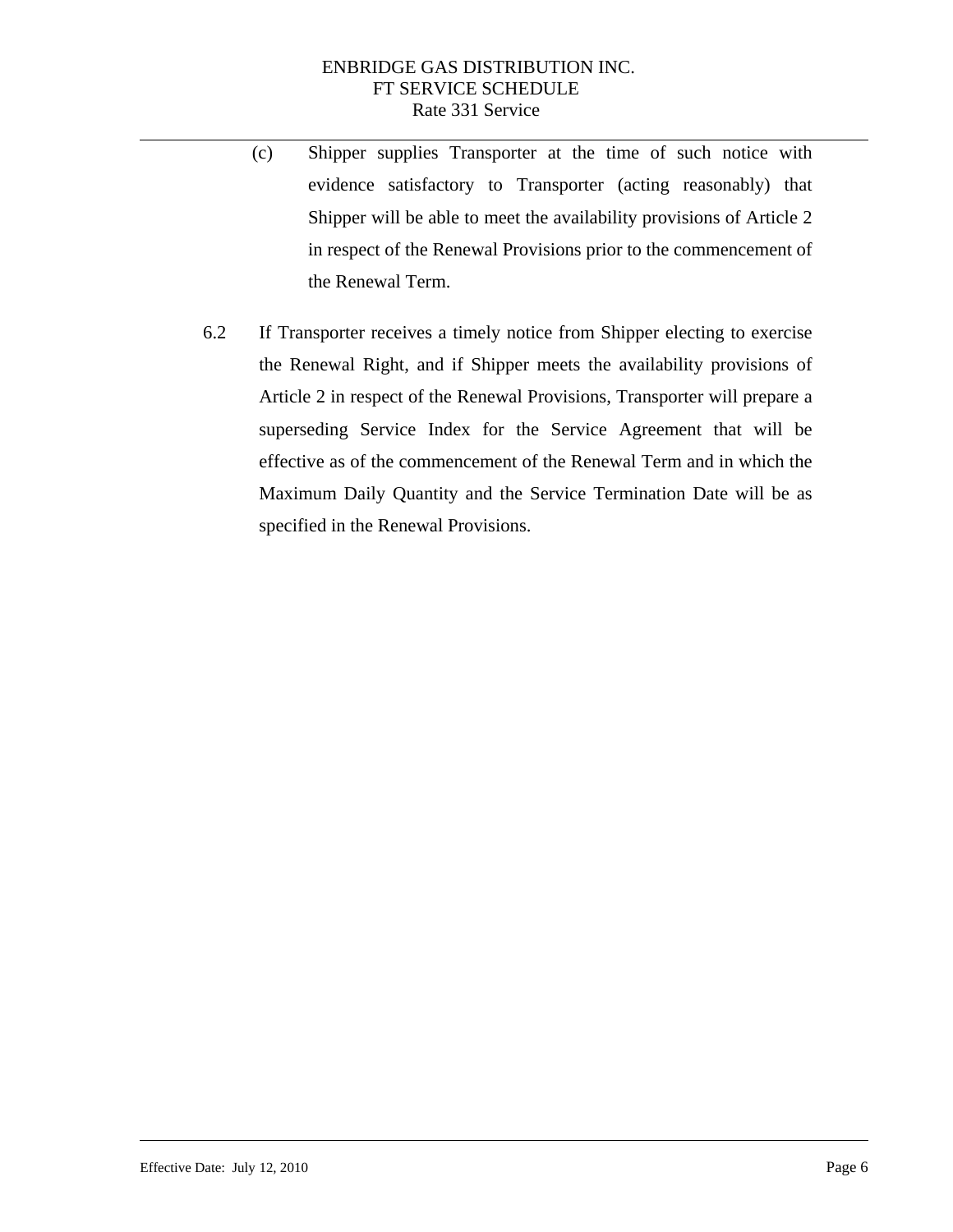(c) Shipper supplies Transporter at the time of such notice with evidence satisfactory to Transporter (acting reasonably) that Shipper will be able to meet the availability provisions of Article 2 in respect of the Renewal Provisions prior to the commencement of the Renewal Term.

6.2 If Transporter receives a timely notice from Shipper electing to exercise the Renewal Right, and if Shipper meets the availability provisions of Article 2 in respect of the Renewal Provisions, Transporter will prepare a superseding Service Index for the Service Agreement that will be effective as of the commencement of the Renewal Term and in which the Maximum Daily Quantity and the Service Termination Date will be as specified in the Renewal Provisions.